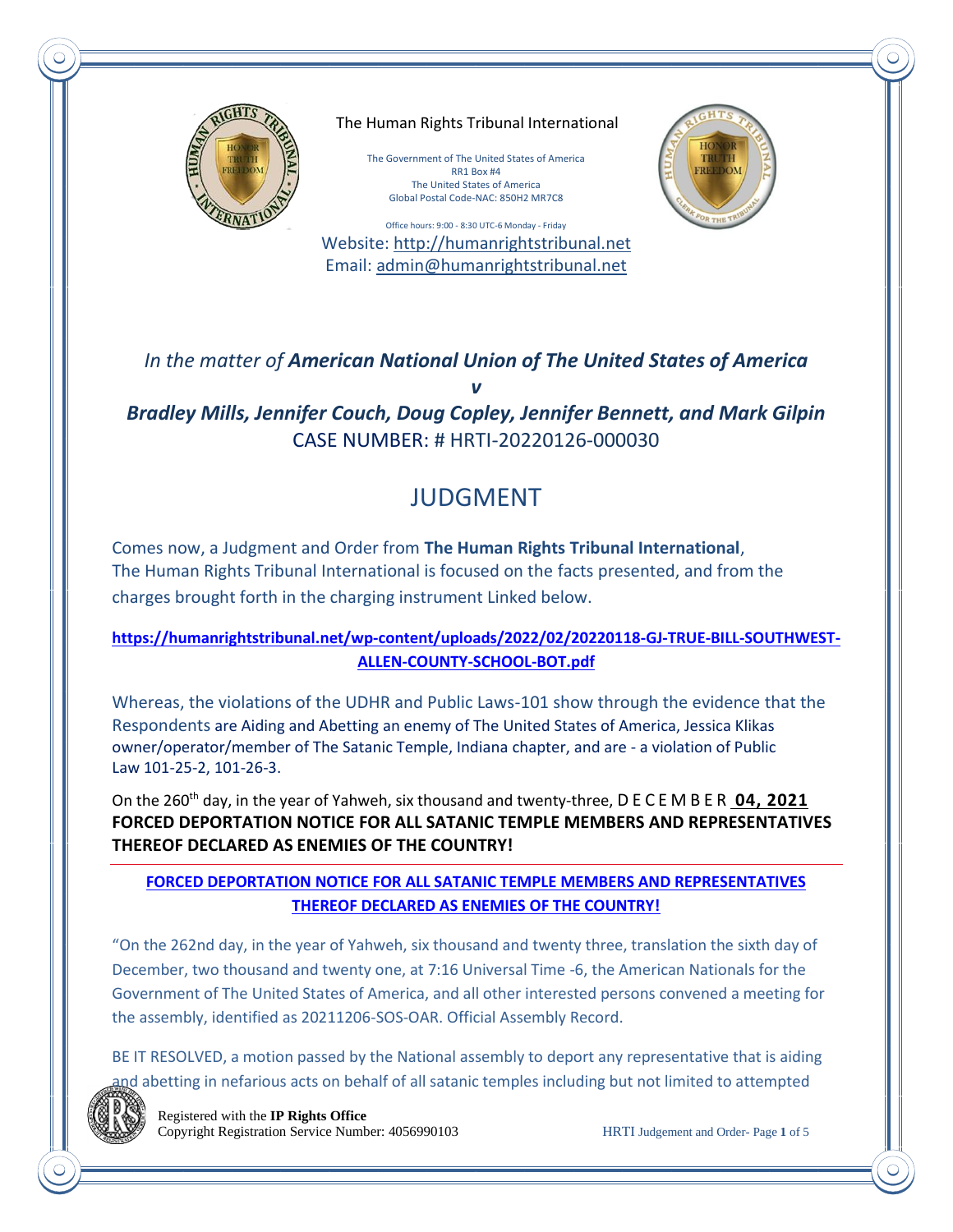The Human Rights Tribunal International

The Government of The United States of America
RR1 Box #4
The United States of America
Global Postal Code-NAC: 850H2 MR7C8

Office hours: 9:00 - 8:30 UTC-6 Monday - Friday
Website: http://humanrightstribunal.net
Email: admin@humanrightstribunal.net

*In the matter of* ***American National Union of The United States of America***

***v***

***Bradley Mills, Jennifer Couch, Doug Copley, Jennifer Bennett, and Mark Gilpin***

CASE NUMBER: # HRTI-20220126-000030

# JUDGMENT

Comes now, a Judgment and Order from **The Human Rights Tribunal International**, The Human Rights Tribunal International is focused on the facts presented, and from the charges brought forth in the charging instrument Linked below.

**https://humanrightstribunal.net/wp-content/uploads/2022/02/20220118-GJ-TRUE-BILL-SOUTHWEST-ALLEN-COUNTY-SCHOOL-BOT.pdf**

Whereas, the violations of the UDHR and Public Laws-101 show through the evidence that the Respondents are Aiding and Abetting an enemy of The United States of America, Jessica Klikas owner/operator/member of The Satanic Temple, Indiana chapter, and are - a violation of Public Law 101-25-2, 101-26-3.

On the 260th day, in the year of Yahweh, six thousand and twenty-three, D E C E M B E R **04, 2021**
**FORCED DEPORTATION NOTICE FOR ALL SATANIC TEMPLE MEMBERS AND REPRESENTATIVES THEREOF DECLARED AS ENEMIES OF THE COUNTRY!**

**FORCED DEPORTATION NOTICE FOR ALL SATANIC TEMPLE MEMBERS AND REPRESENTATIVES THEREOF DECLARED AS ENEMIES OF THE COUNTRY!**

"On the 262nd day, in the year of Yahweh, six thousand and twenty three, translation the sixth day of December, two thousand and twenty one, at 7:16 Universal Time -6, the American Nationals for the Government of The United States of America, and all other interested persons convened a meeting for the assembly, identified as 20211206-SOS-OAR. Official Assembly Record.

BE IT RESOLVED, a motion passed by the National assembly to deport any representative that is aiding and abetting in nefarious acts on behalf of all satanic temples including but not limited to attempted

Registered with the **IP Rights Office**
Copyright Registration Service Number: 4056990103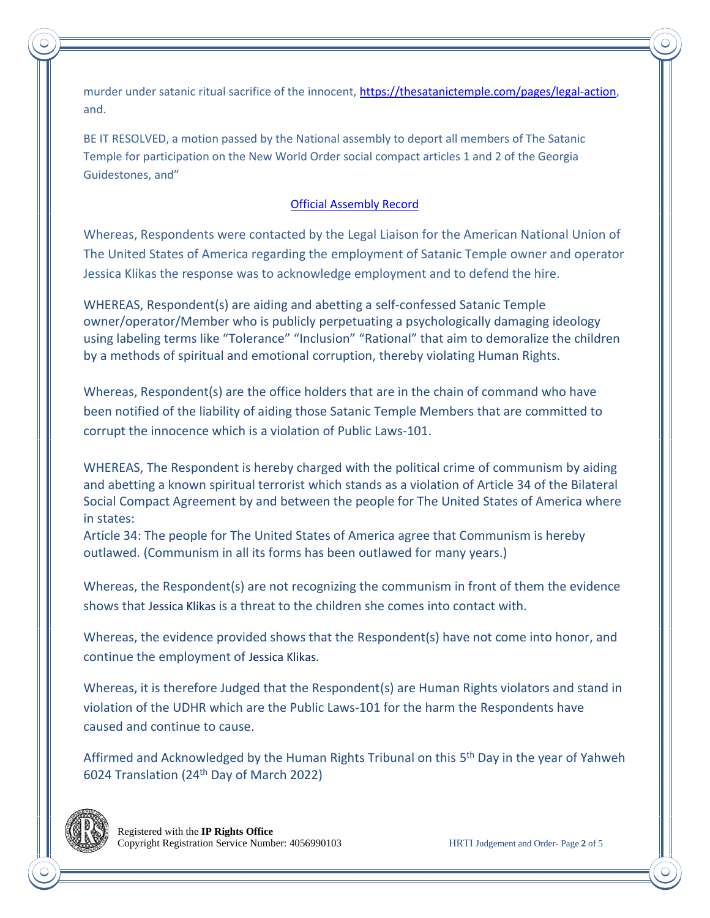murder under satanic ritual sacrifice of the innocent, https://thesatanictemple.com/pages/legal-action, and.

BE IT RESOLVED, a motion passed by the National assembly to deport all members of The Satanic Temple for participation on the New World Order social compact articles 1 and 2 of the Georgia Guidestones, and"

Official Assembly Record

Whereas, Respondents were contacted by the Legal Liaison for the American National Union of The United States of America regarding the employment of Satanic Temple owner and operator Jessica Klikas the response was to acknowledge employment and to defend the hire.

WHEREAS, Respondent(s) are aiding and abetting a self-confessed Satanic Temple owner/operator/Member who is publicly perpetuating a psychologically damaging ideology using labeling terms like "Tolerance" "Inclusion" "Rational" that aim to demoralize the children by a methods of spiritual and emotional corruption, thereby violating Human Rights.

Whereas, Respondent(s) are the office holders that are in the chain of command who have been notified of the liability of aiding those Satanic Temple Members that are committed to corrupt the innocence which is a violation of Public Laws-101.

WHEREAS, The Respondent is hereby charged with the political crime of communism by aiding and abetting a known spiritual terrorist which stands as a violation of Article 34 of the Bilateral Social Compact Agreement by and between the people for The United States of America where in states:
Article 34: The people for The United States of America agree that Communism is hereby outlawed. (Communism in all its forms has been outlawed for many years.)

Whereas, the Respondent(s) are not recognizing the communism in front of them the evidence shows that Jessica Klikas is a threat to the children she comes into contact with.

Whereas, the evidence provided shows that the Respondent(s) have not come into honor, and continue the employment of Jessica Klikas.

Whereas, it is therefore Judged that the Respondent(s) are Human Rights violators and stand in violation of the UDHR which are the Public Laws-101 for the harm the Respondents have caused and continue to cause.

Affirmed and Acknowledged by the Human Rights Tribunal on this 5th Day in the year of Yahweh 6024 Translation (24th Day of March 2022)

Registered with the **IP Rights Office**
Copyright Registration Service Number: 4056990103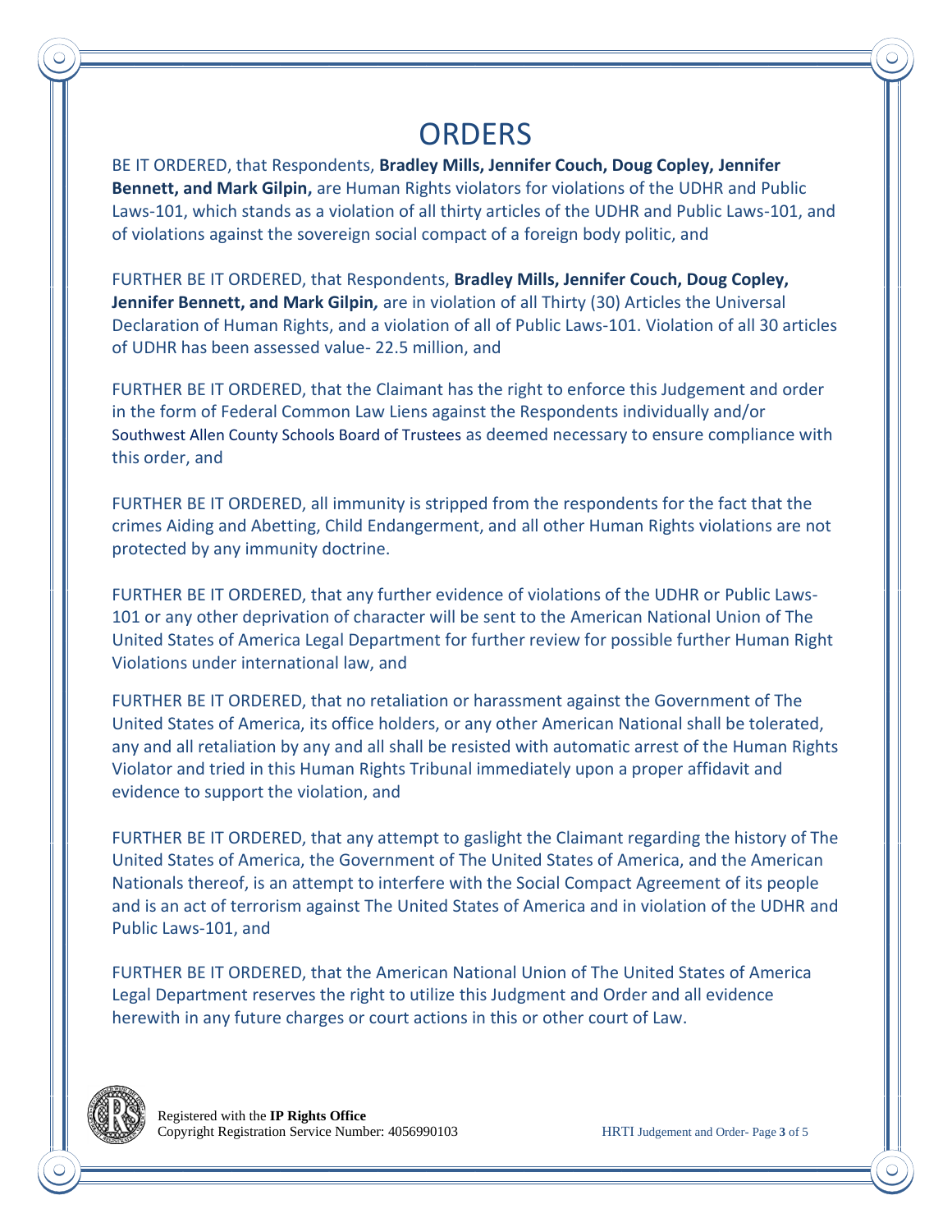# ORDERS

BE IT ORDERED, that Respondents, **Bradley Mills, Jennifer Couch, Doug Copley, Jennifer Bennett, and Mark Gilpin,** are Human Rights violators for violations of the UDHR and Public Laws-101, which stands as a violation of all thirty articles of the UDHR and Public Laws-101, and of violations against the sovereign social compact of a foreign body politic, and

FURTHER BE IT ORDERED, that Respondents, **Bradley Mills, Jennifer Couch, Doug Copley, Jennifer Bennett, and Mark Gilpin***,* are in violation of all Thirty (30) Articles the Universal Declaration of Human Rights, and a violation of all of Public Laws-101. Violation of all 30 articles of UDHR has been assessed value- 22.5 million, and

FURTHER BE IT ORDERED, that the Claimant has the right to enforce this Judgement and order in the form of Federal Common Law Liens against the Respondents individually and/or Southwest Allen County Schools Board of Trustees as deemed necessary to ensure compliance with this order, and

FURTHER BE IT ORDERED, all immunity is stripped from the respondents for the fact that the crimes Aiding and Abetting, Child Endangerment, and all other Human Rights violations are not protected by any immunity doctrine.

FURTHER BE IT ORDERED, that any further evidence of violations of the UDHR or Public Laws-101 or any other deprivation of character will be sent to the American National Union of The United States of America Legal Department for further review for possible further Human Right Violations under international law, and

FURTHER BE IT ORDERED, that no retaliation or harassment against the Government of The United States of America, its office holders, or any other American National shall be tolerated, any and all retaliation by any and all shall be resisted with automatic arrest of the Human Rights Violator and tried in this Human Rights Tribunal immediately upon a proper affidavit and evidence to support the violation, and

FURTHER BE IT ORDERED, that any attempt to gaslight the Claimant regarding the history of The United States of America, the Government of The United States of America, and the American Nationals thereof, is an attempt to interfere with the Social Compact Agreement of its people and is an act of terrorism against The United States of America and in violation of the UDHR and Public Laws-101, and

FURTHER BE IT ORDERED, that the American National Union of The United States of America Legal Department reserves the right to utilize this Judgment and Order and all evidence herewith in any future charges or court actions in this or other court of Law.

Registered with the **IP Rights Office**
Copyright Registration Service Number: 4056990103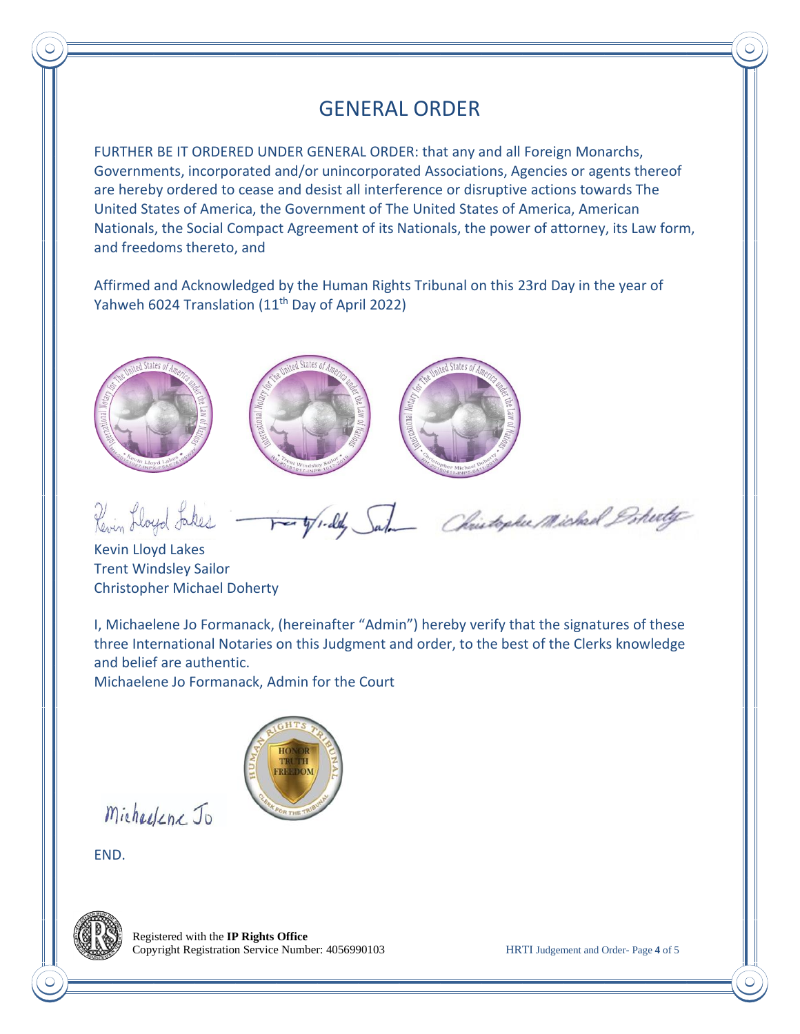# GENERAL ORDER

FURTHER BE IT ORDERED UNDER GENERAL ORDER: that any and all Foreign Monarchs, Governments, incorporated and/or unincorporated Associations, Agencies or agents thereof are hereby ordered to cease and desist all interference or disruptive actions towards The United States of America, the Government of The United States of America, American Nationals, the Social Compact Agreement of its Nationals, the power of attorney, its Law form, and freedoms thereto, and

Affirmed and Acknowledged by the Human Rights Tribunal on this 23rd Day in the year of Yahweh 6024 Translation (11th Day of April 2022)

Kevin Lloyd Lakes
Trent Windsley Sailor
Christopher Michael Doherty

I, Michaelene Jo Formanack, (hereinafter "Admin") hereby verify that the signatures of these three International Notaries on this Judgment and order, to the best of the Clerks knowledge and belief are authentic.
Michaelene Jo Formanack, Admin for the Court

END.

Registered with the **IP Rights Office**
Copyright Registration Service Number: 4056990103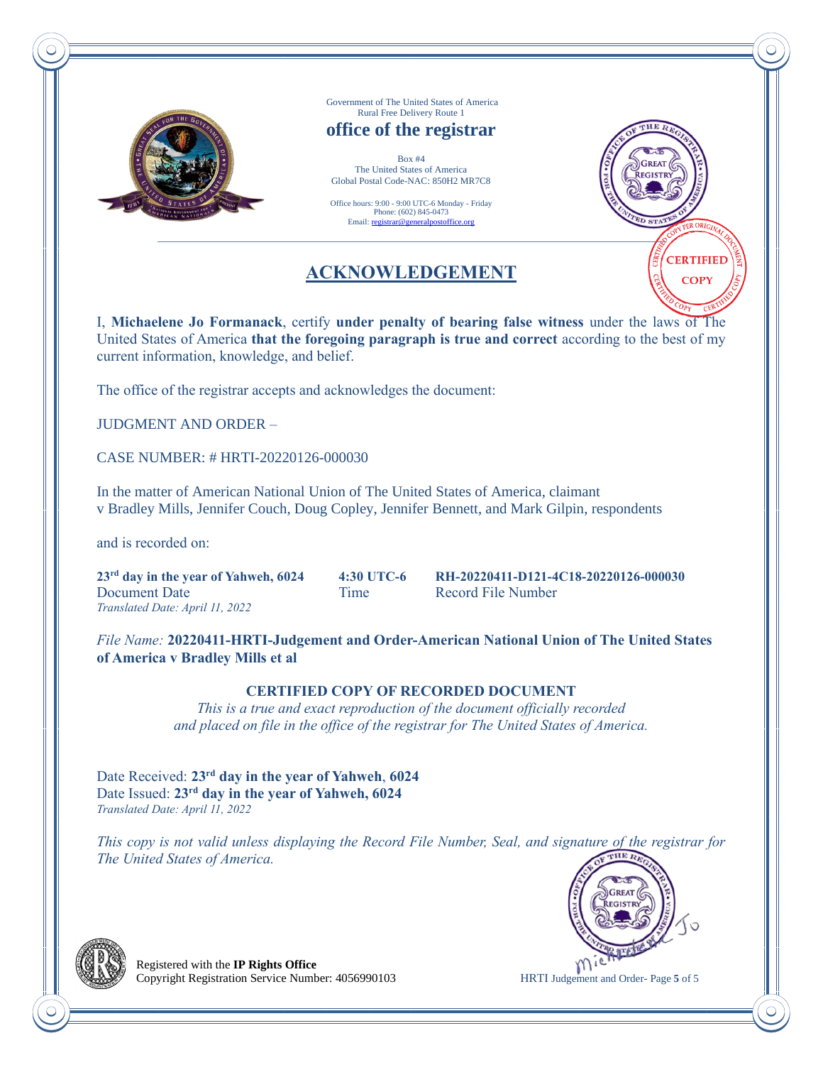Government of The United States of America
Rural Free Delivery Route 1

**office of the registrar**

Box #4
The United States of America
Global Postal Code-NAC: 850H2 MR7C8

Office hours: 9:00 - 9:00 UTC-6 Monday - Friday
Phone: (602) 845-0473
Email: registrar@generalpostoffice.org

# ACKNOWLEDGEMENT

I, **Michaelene Jo Formanack**, certify **under penalty of bearing false witness** under the laws of The United States of America **that the foregoing paragraph is true and correct** according to the best of my current information, knowledge, and belief.

The office of the registrar accepts and acknowledges the document:

JUDGMENT AND ORDER –

CASE NUMBER: # HRTI-20220126-000030

In the matter of American National Union of The United States of America, claimant
v Bradley Mills, Jennifer Couch, Doug Copley, Jennifer Bennett, and Mark Gilpin, respondents

and is recorded on:

| | | |
|---|---|---|
| **23rd day in the year of Yahweh, 6024** | **4:30 UTC-6** | **RH-20220411-D121-4C18-20220126-000030** |
| Document Date | Time | Record File Number |
| *Translated Date: April 11, 2022* | | |

*File Name:* **20220411-HRTI-Judgement and Order-American National Union of The United States of America v Bradley Mills et al**

**CERTIFIED COPY OF RECORDED DOCUMENT**

*This is a true and exact reproduction of the document officially recorded and placed on file in the office of the registrar for The United States of America.*

Date Received: **23rd day in the year of Yahweh**, **6024**
Date Issued: **23rd day in the year of Yahweh, 6024**
*Translated Date: April 11, 2022*

*This copy is not valid unless displaying the Record File Number, Seal, and signature of the registrar for The United States of America.*

Registered with the **IP Rights Office**
Copyright Registration Service Number: 4056990103

HRTI Judgement and Order- Page **5** of 5